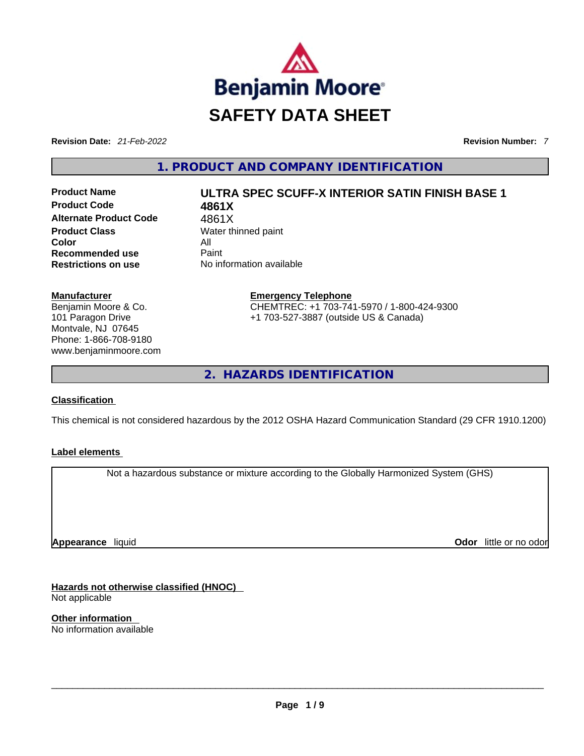# SAFETY DATA SHEET

**Revision Date:** *21-Feb-2022* **Revision Number:** *7*

## 1. PRODUCT AND COMPANY IDENTIFICATION

| | |
|---|---|
| **Product Name** | **ULTRA SPEC SCUFF-X INTERIOR SATIN FINISH BASE 1** |
| **Product Code** | **4861X** |
| **Alternate Product Code** | 4861X |
| **Product Class** | Water thinned paint |
| **Color** | All |
| **Recommended use** | Paint |
| **Restrictions on use** | No information available |

**Manufacturer**
Benjamin Moore & Co.
101 Paragon Drive
Montvale, NJ 07645
Phone: 1-866-708-9180
www.benjaminmoore.com

**Emergency Telephone**
CHEMTREC: +1 703-741-5970 / 1-800-424-9300
+1 703-527-3887 (outside US & Canada)

## 2. HAZARDS IDENTIFICATION

**Classification**

This chemical is not considered hazardous by the 2012 OSHA Hazard Communication Standard (29 CFR 1910.1200)

**Label elements**

Not a hazardous substance or mixture according to the Globally Harmonized System (GHS)

**Appearance** liquid **Odor** little or no odor

**Hazards not otherwise classified (HNOC)**
Not applicable

**Other information**
No information available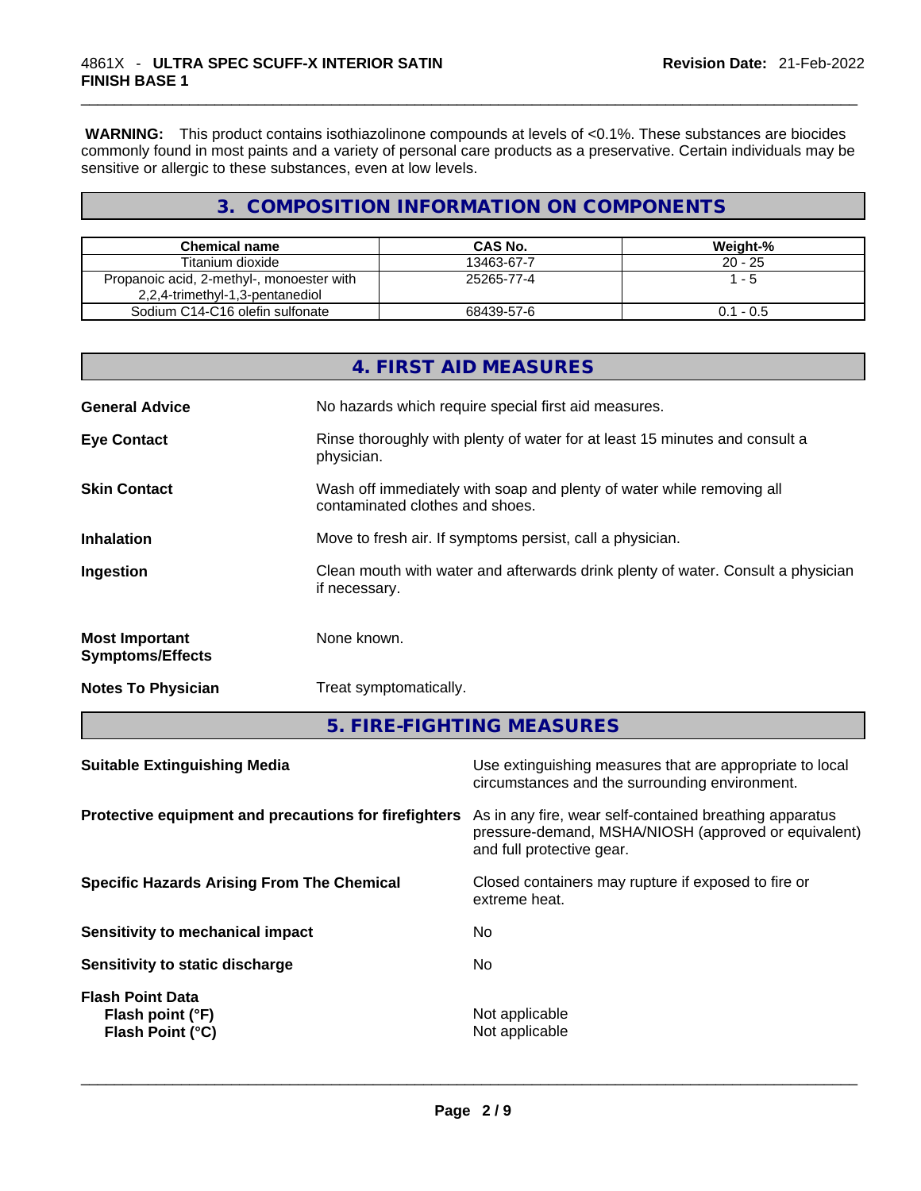**WARNING:** This product contains isothiazolinone compounds at levels of <0.1%. These substances are biocides commonly found in most paints and a variety of personal care products as a preservative. Certain individuals may be sensitive or allergic to these substances, even at low levels.

## 3. COMPOSITION INFORMATION ON COMPONENTS

| Chemical name | CAS No. | Weight-% |
|---|---|---|
| Titanium dioxide | 13463-67-7 | 20 - 25 |
| Propanoic acid, 2-methyl-, monoester with 2,2,4-trimethyl-1,3-pentanediol | 25265-77-4 | 1 - 5 |
| Sodium C14-C16 olefin sulfonate | 68439-57-6 | 0.1 - 0.5 |

## 4. FIRST AID MEASURES

**General Advice** No hazards which require special first aid measures.

**Eye Contact** Rinse thoroughly with plenty of water for at least 15 minutes and consult a physician.

**Skin Contact** Wash off immediately with soap and plenty of water while removing all contaminated clothes and shoes.

**Inhalation** Move to fresh air. If symptoms persist, call a physician.

**Ingestion** Clean mouth with water and afterwards drink plenty of water. Consult a physician if necessary.

**Most Important Symptoms/Effects** None known.

**Notes To Physician** Treat symptomatically.

## 5. FIRE-FIGHTING MEASURES

**Suitable Extinguishing Media** Use extinguishing measures that are appropriate to local circumstances and the surrounding environment.

**Protective equipment and precautions for firefighters** As in any fire, wear self-contained breathing apparatus pressure-demand, MSHA/NIOSH (approved or equivalent) and full protective gear.

**Specific Hazards Arising From The Chemical** Closed containers may rupture if exposed to fire or extreme heat.

**Sensitivity to mechanical impact** No

**Sensitivity to static discharge** No

**Flash Point Data**
**Flash point (°F)** Not applicable
**Flash Point (°C)** Not applicable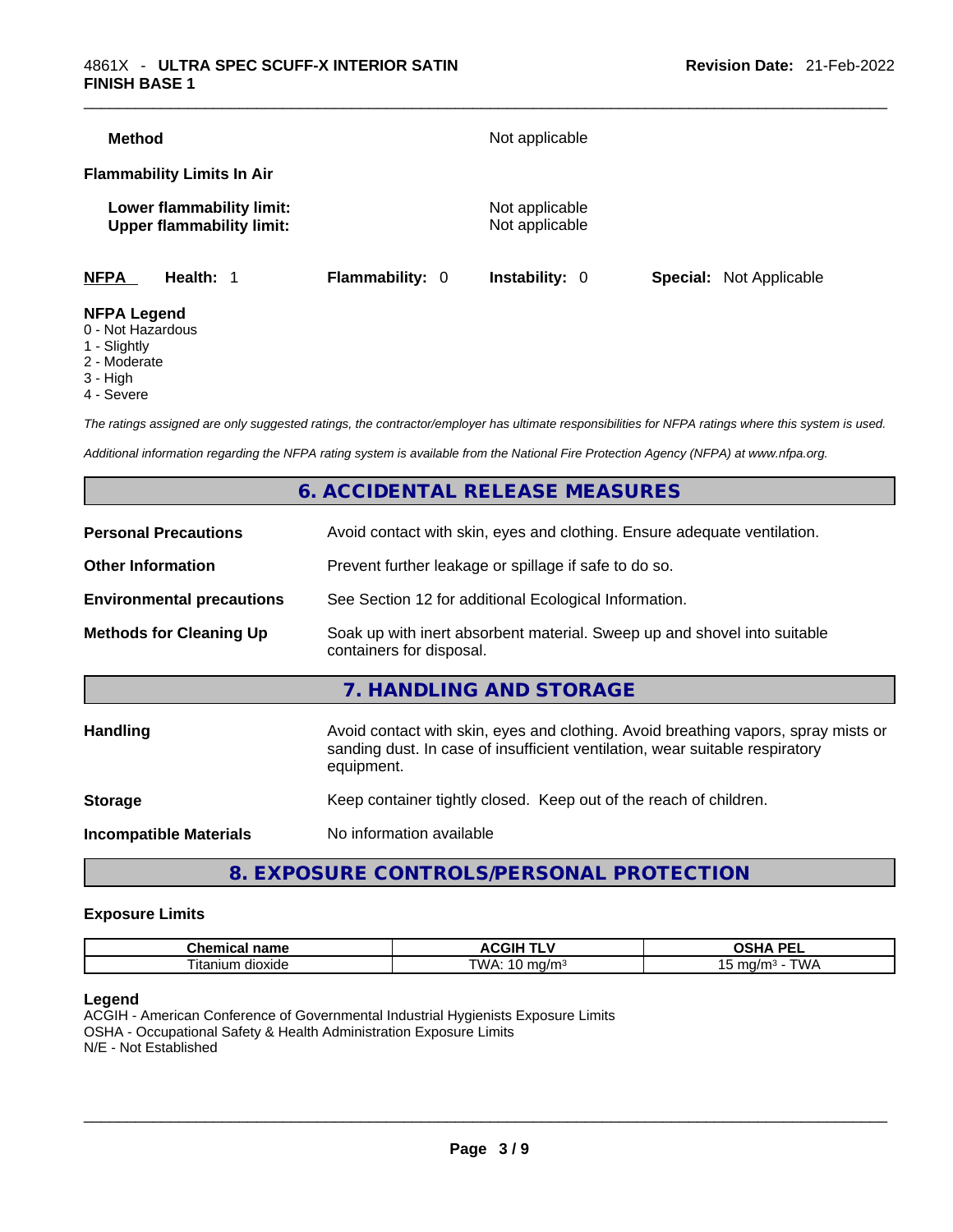**Method** Not applicable

**Flammability Limits In Air**

**Lower flammability limit:** Not applicable
**Upper flammability limit:** Not applicable

| NFPA | Health: 1 | Flammability: 0 | Instability: 0 | Special: Not Applicable |
|---|---|---|---|---|

**NFPA Legend**
0 - Not Hazardous
1 - Slightly
2 - Moderate
3 - High
4 - Severe

*The ratings assigned are only suggested ratings, the contractor/employer has ultimate responsibilities for NFPA ratings where this system is used.*

*Additional information regarding the NFPA rating system is available from the National Fire Protection Agency (NFPA) at www.nfpa.org.*

## 6. ACCIDENTAL RELEASE MEASURES

**Personal Precautions** Avoid contact with skin, eyes and clothing. Ensure adequate ventilation.

**Other Information** Prevent further leakage or spillage if safe to do so.

**Environmental precautions** See Section 12 for additional Ecological Information.

**Methods for Cleaning Up** Soak up with inert absorbent material. Sweep up and shovel into suitable containers for disposal.

## 7. HANDLING AND STORAGE

**Handling** Avoid contact with skin, eyes and clothing. Avoid breathing vapors, spray mists or sanding dust. In case of insufficient ventilation, wear suitable respiratory equipment.

**Storage** Keep container tightly closed. Keep out of the reach of children.

**Incompatible Materials** No information available

## 8. EXPOSURE CONTROLS/PERSONAL PROTECTION

**Exposure Limits**

| Chemical name | ACGIH TLV | OSHA PEL |
|---|---|---|
| Titanium dioxide | TWA: 10 mg/m³ | 15 mg/m³ - TWA |

**Legend**
ACGIH - American Conference of Governmental Industrial Hygienists Exposure Limits
OSHA - Occupational Safety & Health Administration Exposure Limits
N/E - Not Established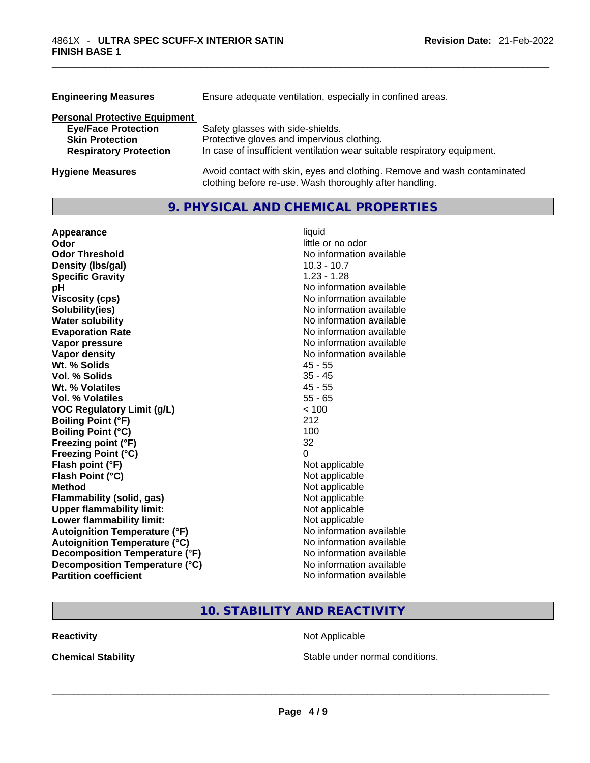| | |
|---|---|
| **Engineering Measures** | Ensure adequate ventilation, especially in confined areas. |

**Personal Protective Equipment**

| | |
|---|---|
| **Eye/Face Protection** | Safety glasses with side-shields. |
| **Skin Protection** | Protective gloves and impervious clothing. |
| **Respiratory Protection** | In case of insufficient ventilation wear suitable respiratory equipment. |

| | |
|---|---|
| **Hygiene Measures** | Avoid contact with skin, eyes and clothing. Remove and wash contaminated clothing before re-use. Wash thoroughly after handling. |

## 9. PHYSICAL AND CHEMICAL PROPERTIES

| | |
|---|---|
| **Appearance** | liquid |
| **Odor** | little or no odor |
| **Odor Threshold** | No information available |
| **Density (lbs/gal)** | 10.3 - 10.7 |
| **Specific Gravity** | 1.23 - 1.28 |
| **pH** | No information available |
| **Viscosity (cps)** | No information available |
| **Solubility(ies)** | No information available |
| **Water solubility** | No information available |
| **Evaporation Rate** | No information available |
| **Vapor pressure** | No information available |
| **Vapor density** | No information available |
| **Wt. % Solids** | 45 - 55 |
| **Vol. % Solids** | 35 - 45 |
| **Wt. % Volatiles** | 45 - 55 |
| **Vol. % Volatiles** | 55 - 65 |
| **VOC Regulatory Limit (g/L)** | < 100 |
| **Boiling Point (°F)** | 212 |
| **Boiling Point (°C)** | 100 |
| **Freezing point (°F)** | 32 |
| **Freezing Point (°C)** | 0 |
| **Flash point (°F)** | Not applicable |
| **Flash Point (°C)** | Not applicable |
| **Method** | Not applicable |
| **Flammability (solid, gas)** | Not applicable |
| **Upper flammability limit:** | Not applicable |
| **Lower flammability limit:** | Not applicable |
| **Autoignition Temperature (°F)** | No information available |
| **Autoignition Temperature (°C)** | No information available |
| **Decomposition Temperature (°F)** | No information available |
| **Decomposition Temperature (°C)** | No information available |
| **Partition coefficient** | No information available |

## 10. STABILITY AND REACTIVITY

| | |
|---|---|
| **Reactivity** | Not Applicable |
| **Chemical Stability** | Stable under normal conditions. |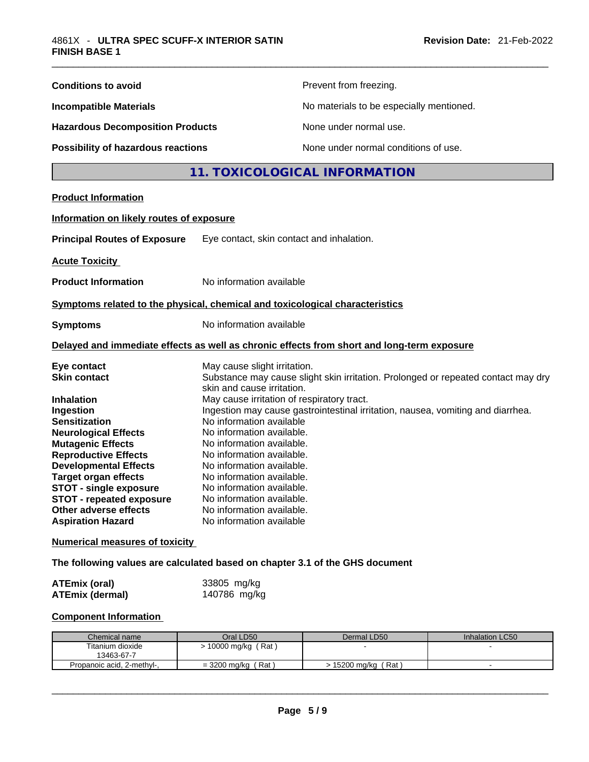**Conditions to avoid** Prevent from freezing.

**Incompatible Materials** No materials to be especially mentioned.

**Hazardous Decomposition Products** None under normal use.

**Possibility of hazardous reactions** None under normal conditions of use.

## 11. TOXICOLOGICAL INFORMATION

**Product Information**

**Information on likely routes of exposure**

**Principal Routes of Exposure** Eye contact, skin contact and inhalation.

**Acute Toxicity**

**Product Information** No information available

**Symptoms related to the physical, chemical and toxicological characteristics**

**Symptoms** No information available

**Delayed and immediate effects as well as chronic effects from short and long-term exposure**

**Eye contact** May cause slight irritation.
**Skin contact** Substance may cause slight skin irritation. Prolonged or repeated contact may dry skin and cause irritation.
**Inhalation** May cause irritation of respiratory tract.
**Ingestion** Ingestion may cause gastrointestinal irritation, nausea, vomiting and diarrhea.
**Sensitization** No information available
**Neurological Effects** No information available.
**Mutagenic Effects** No information available.
**Reproductive Effects** No information available.
**Developmental Effects** No information available.
**Target organ effects** No information available.
**STOT - single exposure** No information available.
**STOT - repeated exposure** No information available.
**Other adverse effects** No information available.
**Aspiration Hazard** No information available

**Numerical measures of toxicity**

**The following values are calculated based on chapter 3.1 of the GHS document**

**ATEmix (oral)** 33805 mg/kg
**ATEmix (dermal)** 140786 mg/kg

**Component Information**

| Chemical name | Oral LD50 | Dermal LD50 | Inhalation LC50 |
|---|---|---|---|
| Titanium dioxide 13463-67-7 | > 10000 mg/kg ( Rat ) | - | - |
| Propanoic acid, 2-methyl-, | = 3200 mg/kg ( Rat ) | > 15200 mg/kg ( Rat ) | - |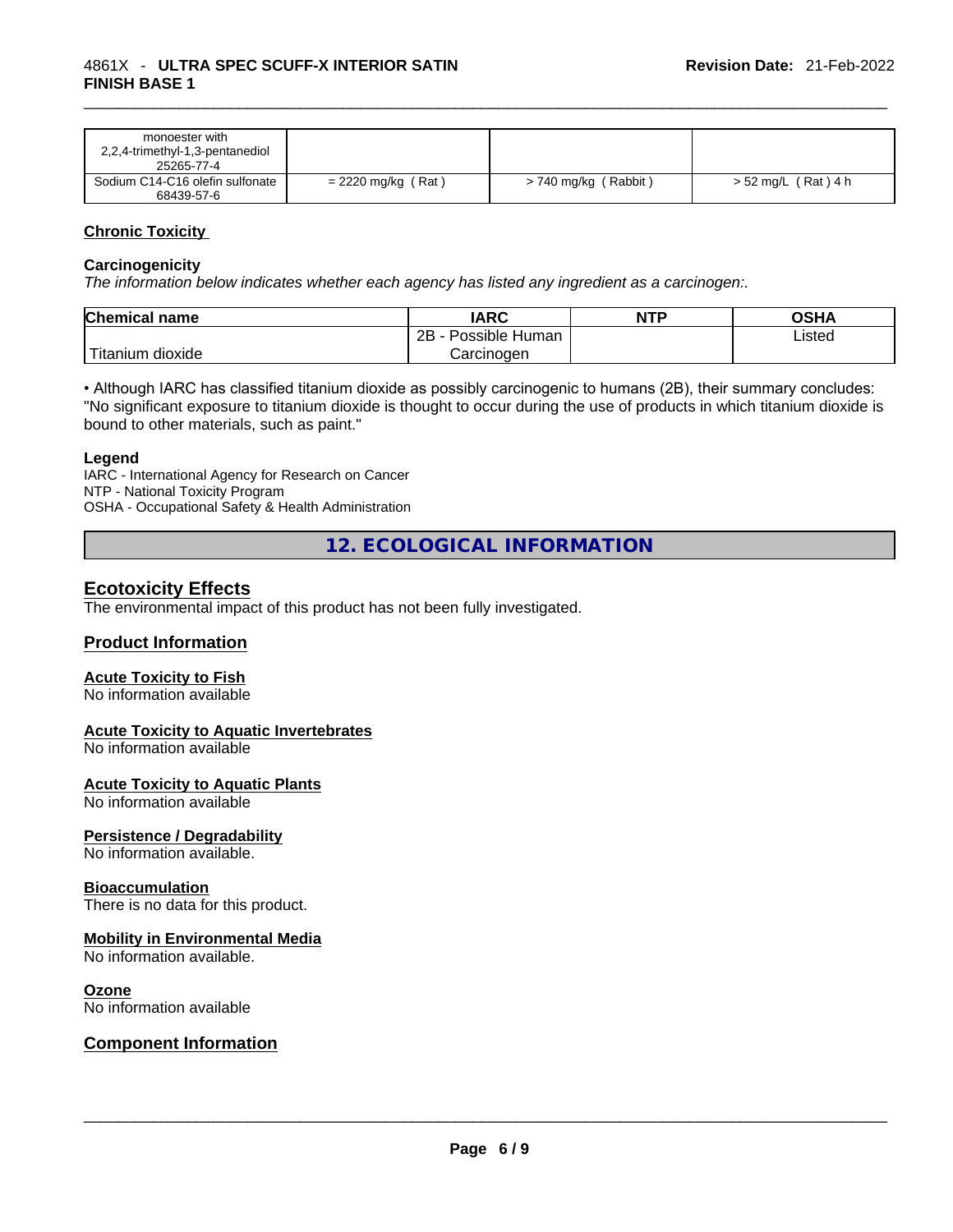| monoester with 2,2,4-trimethyl-1,3-pentanediol 25265-77-4 | | | |
|---|---|---|---|
| Sodium C14-C16 olefin sulfonate 68439-57-6 | = 2220 mg/kg ( Rat ) | > 740 mg/kg ( Rabbit ) | > 52 mg/L ( Rat ) 4 h |

### Chronic Toxicity

**Carcinogenicity**

*The information below indicates whether each agency has listed any ingredient as a carcinogen:.*

| Chemical name | IARC | NTP | OSHA |
|---|---|---|---|
| Titanium dioxide | 2B - Possible Human Carcinogen | | Listed |

• Although IARC has classified titanium dioxide as possibly carcinogenic to humans (2B), their summary concludes: "No significant exposure to titanium dioxide is thought to occur during the use of products in which titanium dioxide is bound to other materials, such as paint."

**Legend**

IARC - International Agency for Research on Cancer
NTP - National Toxicity Program
OSHA - Occupational Safety & Health Administration

## 12. ECOLOGICAL INFORMATION

### Ecotoxicity Effects

The environmental impact of this product has not been fully investigated.

### Product Information

**Acute Toxicity to Fish**
No information available

**Acute Toxicity to Aquatic Invertebrates**
No information available

**Acute Toxicity to Aquatic Plants**
No information available

**Persistence / Degradability**
No information available.

**Bioaccumulation**
There is no data for this product.

**Mobility in Environmental Media**
No information available.

**Ozone**
No information available

### Component Information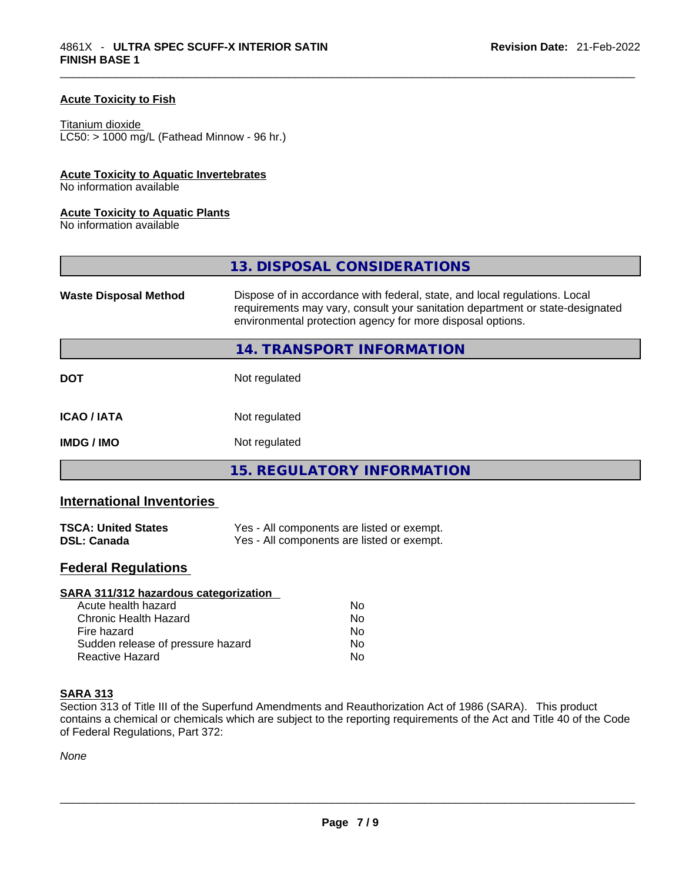#### Acute Toxicity to Fish

Titanium dioxide
LC50: > 1000 mg/L (Fathead Minnow - 96 hr.)

#### Acute Toxicity to Aquatic Invertebrates

No information available

#### Acute Toxicity to Aquatic Plants

No information available

## 13. DISPOSAL CONSIDERATIONS

| | |
|---|---|
| **Waste Disposal Method** | Dispose of in accordance with federal, state, and local regulations. Local requirements may vary, consult your sanitation department or state-designated environmental protection agency for more disposal options. |

## 14. TRANSPORT INFORMATION

| | |
|---|---|
| **DOT** | Not regulated |
| **ICAO / IATA** | Not regulated |
| **IMDG / IMO** | Not regulated |

## 15. REGULATORY INFORMATION

### International Inventories

| | |
|---|---|
| **TSCA: United States** | Yes - All components are listed or exempt. |
| **DSL: Canada** | Yes - All components are listed or exempt. |

### Federal Regulations

#### SARA 311/312 hazardous categorization

| | |
|---|---|
| Acute health hazard | No |
| Chronic Health Hazard | No |
| Fire hazard | No |
| Sudden release of pressure hazard | No |
| Reactive Hazard | No |

#### SARA 313

Section 313 of Title III of the Superfund Amendments and Reauthorization Act of 1986 (SARA). This product contains a chemical or chemicals which are subject to the reporting requirements of the Act and Title 40 of the Code of Federal Regulations, Part 372:

*None*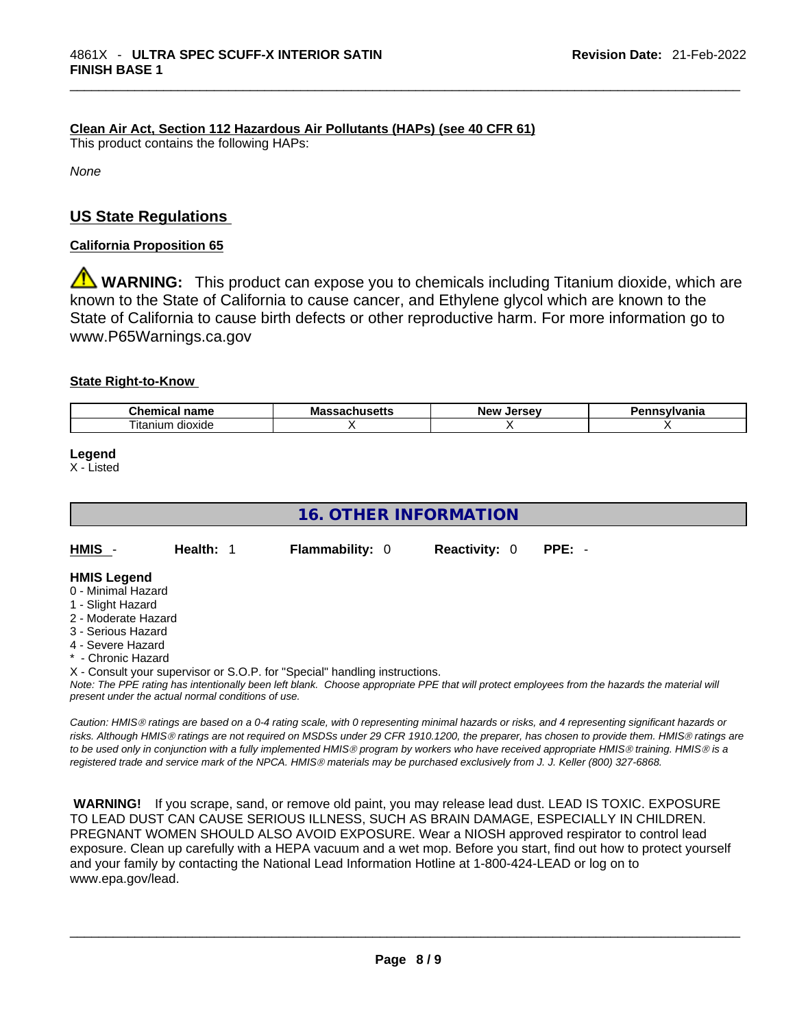**Clean Air Act, Section 112 Hazardous Air Pollutants (HAPs) (see 40 CFR 61)**

This product contains the following HAPs:

*None*

## US State Regulations

**California Proposition 65**

⚠ **WARNING:** This product can expose you to chemicals including Titanium dioxide, which are known to the State of California to cause cancer, and Ethylene glycol which are known to the State of California to cause birth defects or other reproductive harm. For more information go to www.P65Warnings.ca.gov

**State Right-to-Know**

| Chemical name | Massachusetts | New Jersey | Pennsylvania |
| --- | --- | --- | --- |
| Titanium dioxide | X | X | X |

**Legend**

X - Listed

## 16. OTHER INFORMATION

**HMIS** - **Health:** 1 **Flammability:** 0 **Reactivity:** 0 **PPE:** -

**HMIS Legend**

0 - Minimal Hazard
1 - Slight Hazard
2 - Moderate Hazard
3 - Serious Hazard
4 - Severe Hazard
* - Chronic Hazard
X - Consult your supervisor or S.O.P. for "Special" handling instructions.

*Note: The PPE rating has intentionally been left blank. Choose appropriate PPE that will protect employees from the hazards the material will present under the actual normal conditions of use.*

*Caution: HMIS® ratings are based on a 0-4 rating scale, with 0 representing minimal hazards or risks, and 4 representing significant hazards or risks. Although HMIS® ratings are not required on MSDSs under 29 CFR 1910.1200, the preparer, has chosen to provide them. HMIS® ratings are to be used only in conjunction with a fully implemented HMIS® program by workers who have received appropriate HMIS® training. HMIS® is a registered trade and service mark of the NPCA. HMIS® materials may be purchased exclusively from J. J. Keller (800) 327-6868.*

**WARNING!** If you scrape, sand, or remove old paint, you may release lead dust. LEAD IS TOXIC. EXPOSURE TO LEAD DUST CAN CAUSE SERIOUS ILLNESS, SUCH AS BRAIN DAMAGE, ESPECIALLY IN CHILDREN. PREGNANT WOMEN SHOULD ALSO AVOID EXPOSURE. Wear a NIOSH approved respirator to control lead exposure. Clean up carefully with a HEPA vacuum and a wet mop. Before you start, find out how to protect yourself and your family by contacting the National Lead Information Hotline at 1-800-424-LEAD or log on to www.epa.gov/lead.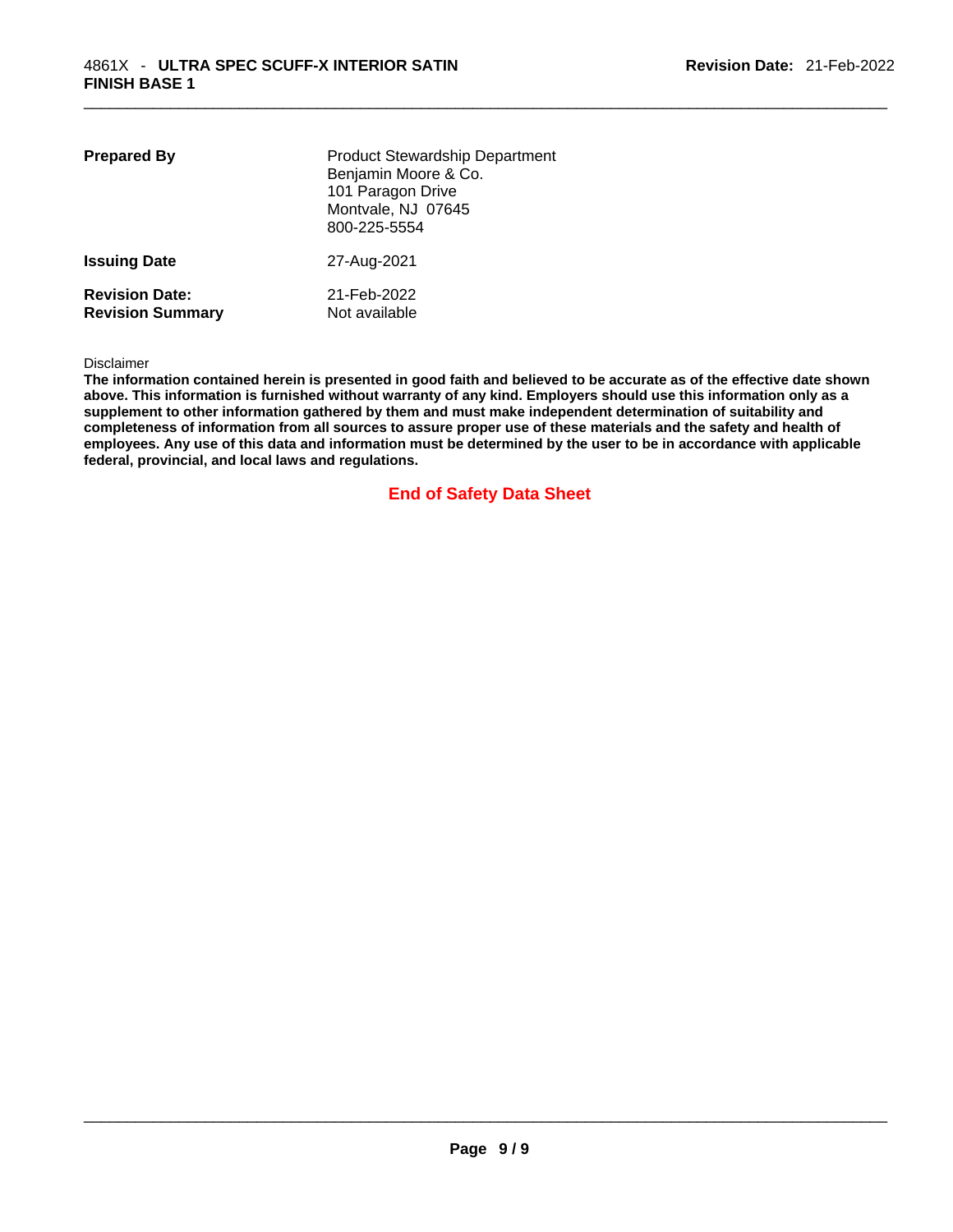| | |
|---|---|
| **Prepared By** | Product Stewardship Department<br>Benjamin Moore & Co.<br>101 Paragon Drive<br>Montvale, NJ  07645<br>800-225-5554 |
| **Issuing Date** | 27-Aug-2021 |
| **Revision Date:** | 21-Feb-2022 |
| **Revision Summary** | Not available |

Disclaimer

**The information contained herein is presented in good faith and believed to be accurate as of the effective date shown above. This information is furnished without warranty of any kind. Employers should use this information only as a supplement to other information gathered by them and must make independent determination of suitability and completeness of information from all sources to assure proper use of these materials and the safety and health of employees. Any use of this data and information must be determined by the user to be in accordance with applicable federal, provincial, and local laws and regulations.**

**End of Safety Data Sheet**